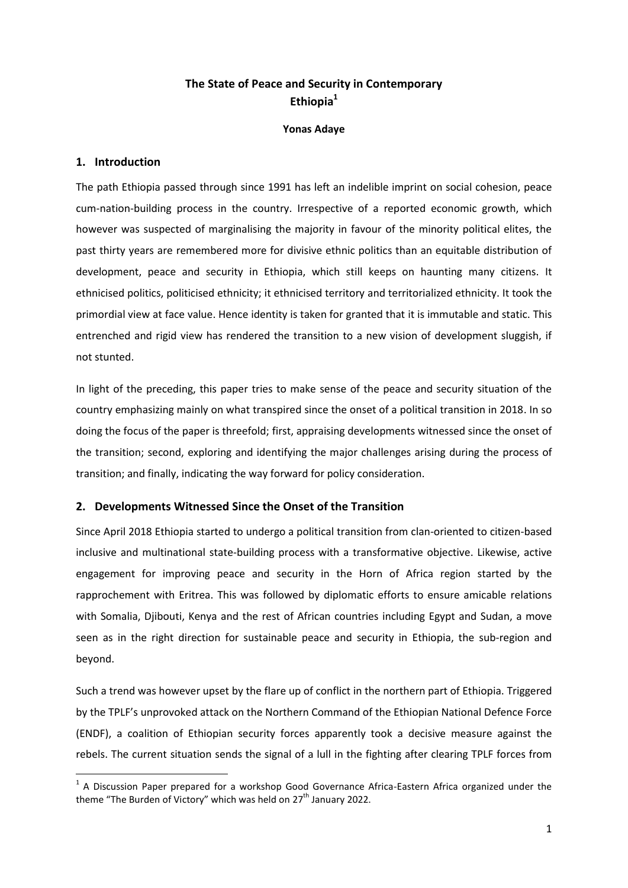# The State of Peace and Security in Contemporary Ethiopia[1]

**Yonas Adaye**

## 1. Introduction

The path Ethiopia passed through since 1991 has left an indelible imprint on social cohesion, peace cum-nation-building process in the country. Irrespective of a reported economic growth, which however was suspected of marginalising the majority in favour of the minority political elites, the past thirty years are remembered more for divisive ethnic politics than an equitable distribution of development, peace and security in Ethiopia, which still keeps on haunting many citizens. It ethnicised politics, politicised ethnicity; it ethnicised territory and territorialized ethnicity. It took the primordial view at face value. Hence identity is taken for granted that it is immutable and static. This entrenched and rigid view has rendered the transition to a new vision of development sluggish, if not stunted.

In light of the preceding, this paper tries to make sense of the peace and security situation of the country emphasizing mainly on what transpired since the onset of a political transition in 2018. In so doing the focus of the paper is threefold; first, appraising developments witnessed since the onset of the transition; second, exploring and identifying the major challenges arising during the process of transition; and finally, indicating the way forward for policy consideration.

## 2. Developments Witnessed Since the Onset of the Transition

Since April 2018 Ethiopia started to undergo a political transition from clan-oriented to citizen-based inclusive and multinational state-building process with a transformative objective. Likewise, active engagement for improving peace and security in the Horn of Africa region started by the rapprochement with Eritrea. This was followed by diplomatic efforts to ensure amicable relations with Somalia, Djibouti, Kenya and the rest of African countries including Egypt and Sudan, a move seen as in the right direction for sustainable peace and security in Ethiopia, the sub-region and beyond.

Such a trend was however upset by the flare up of conflict in the northern part of Ethiopia. Triggered by the TPLF's unprovoked attack on the Northern Command of the Ethiopian National Defence Force (ENDF), a coalition of Ethiopian security forces apparently took a decisive measure against the rebels. The current situation sends the signal of a lull in the fighting after clearing TPLF forces from

---

[1] A Discussion Paper prepared for a workshop Good Governance Africa-Eastern Africa organized under the theme "The Burden of Victory" which was held on 27th January 2022.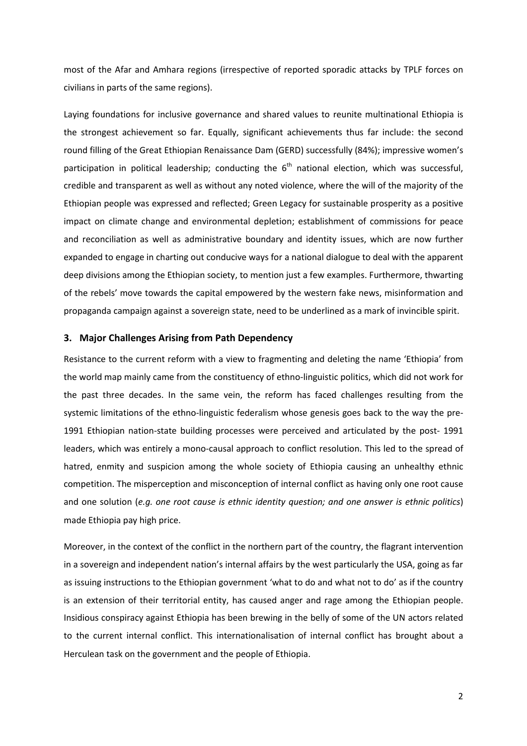most of the Afar and Amhara regions (irrespective of reported sporadic attacks by TPLF forces on civilians in parts of the same regions).

Laying foundations for inclusive governance and shared values to reunite multinational Ethiopia is the strongest achievement so far. Equally, significant achievements thus far include: the second round filling of the Great Ethiopian Renaissance Dam (GERD) successfully (84%); impressive women's participation in political leadership; conducting the 6th national election, which was successful, credible and transparent as well as without any noted violence, where the will of the majority of the Ethiopian people was expressed and reflected; Green Legacy for sustainable prosperity as a positive impact on climate change and environmental depletion; establishment of commissions for peace and reconciliation as well as administrative boundary and identity issues, which are now further expanded to engage in charting out conducive ways for a national dialogue to deal with the apparent deep divisions among the Ethiopian society, to mention just a few examples. Furthermore, thwarting of the rebels' move towards the capital empowered by the western fake news, misinformation and propaganda campaign against a sovereign state, need to be underlined as a mark of invincible spirit.

## 3. Major Challenges Arising from Path Dependency

Resistance to the current reform with a view to fragmenting and deleting the name 'Ethiopia' from the world map mainly came from the constituency of ethno-linguistic politics, which did not work for the past three decades. In the same vein, the reform has faced challenges resulting from the systemic limitations of the ethno-linguistic federalism whose genesis goes back to the way the pre-1991 Ethiopian nation-state building processes were perceived and articulated by the post- 1991 leaders, which was entirely a mono-causal approach to conflict resolution. This led to the spread of hatred, enmity and suspicion among the whole society of Ethiopia causing an unhealthy ethnic competition. The misperception and misconception of internal conflict as having only one root cause and one solution (*e.g. one root cause is ethnic identity question; and one answer is ethnic politics*) made Ethiopia pay high price.

Moreover, in the context of the conflict in the northern part of the country, the flagrant intervention in a sovereign and independent nation's internal affairs by the west particularly the USA, going as far as issuing instructions to the Ethiopian government 'what to do and what not to do' as if the country is an extension of their territorial entity, has caused anger and rage among the Ethiopian people. Insidious conspiracy against Ethiopia has been brewing in the belly of some of the UN actors related to the current internal conflict. This internationalisation of internal conflict has brought about a Herculean task on the government and the people of Ethiopia.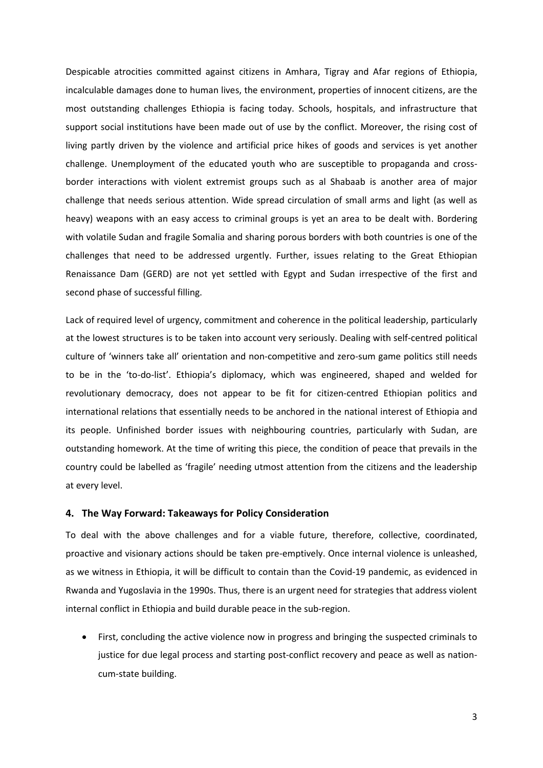Despicable atrocities committed against citizens in Amhara, Tigray and Afar regions of Ethiopia, incalculable damages done to human lives, the environment, properties of innocent citizens, are the most outstanding challenges Ethiopia is facing today. Schools, hospitals, and infrastructure that support social institutions have been made out of use by the conflict. Moreover, the rising cost of living partly driven by the violence and artificial price hikes of goods and services is yet another challenge. Unemployment of the educated youth who are susceptible to propaganda and cross-border interactions with violent extremist groups such as al Shabaab is another area of major challenge that needs serious attention. Wide spread circulation of small arms and light (as well as heavy) weapons with an easy access to criminal groups is yet an area to be dealt with. Bordering with volatile Sudan and fragile Somalia and sharing porous borders with both countries is one of the challenges that need to be addressed urgently. Further, issues relating to the Great Ethiopian Renaissance Dam (GERD) are not yet settled with Egypt and Sudan irrespective of the first and second phase of successful filling.

Lack of required level of urgency, commitment and coherence in the political leadership, particularly at the lowest structures is to be taken into account very seriously. Dealing with self-centred political culture of 'winners take all' orientation and non-competitive and zero-sum game politics still needs to be in the 'to-do-list'. Ethiopia's diplomacy, which was engineered, shaped and welded for revolutionary democracy, does not appear to be fit for citizen-centred Ethiopian politics and international relations that essentially needs to be anchored in the national interest of Ethiopia and its people. Unfinished border issues with neighbouring countries, particularly with Sudan, are outstanding homework. At the time of writing this piece, the condition of peace that prevails in the country could be labelled as 'fragile' needing utmost attention from the citizens and the leadership at every level.

## 4. The Way Forward: Takeaways for Policy Consideration

To deal with the above challenges and for a viable future, therefore, collective, coordinated, proactive and visionary actions should be taken pre-emptively. Once internal violence is unleashed, as we witness in Ethiopia, it will be difficult to contain than the Covid-19 pandemic, as evidenced in Rwanda and Yugoslavia in the 1990s. Thus, there is an urgent need for strategies that address violent internal conflict in Ethiopia and build durable peace in the sub-region.

- First, concluding the active violence now in progress and bringing the suspected criminals to justice for due legal process and starting post-conflict recovery and peace as well as nation-cum-state building.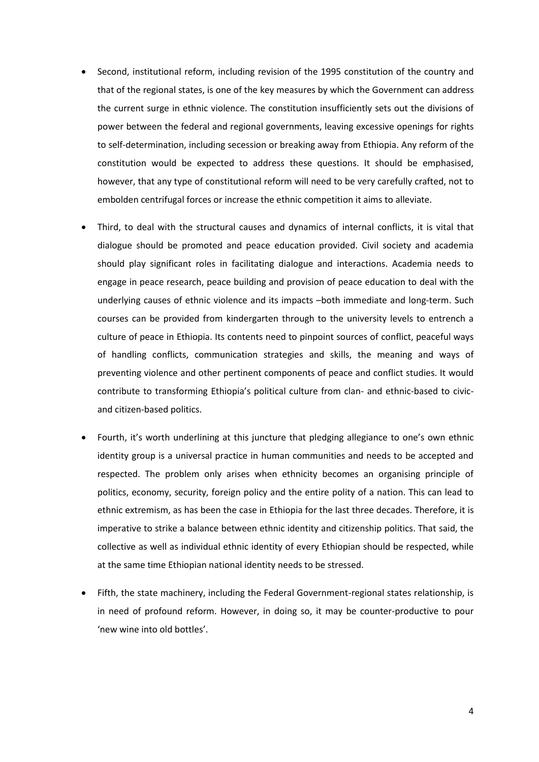- Second, institutional reform, including revision of the 1995 constitution of the country and that of the regional states, is one of the key measures by which the Government can address the current surge in ethnic violence. The constitution insufficiently sets out the divisions of power between the federal and regional governments, leaving excessive openings for rights to self-determination, including secession or breaking away from Ethiopia. Any reform of the constitution would be expected to address these questions. It should be emphasised, however, that any type of constitutional reform will need to be very carefully crafted, not to embolden centrifugal forces or increase the ethnic competition it aims to alleviate.

- Third, to deal with the structural causes and dynamics of internal conflicts, it is vital that dialogue should be promoted and peace education provided. Civil society and academia should play significant roles in facilitating dialogue and interactions. Academia needs to engage in peace research, peace building and provision of peace education to deal with the underlying causes of ethnic violence and its impacts –both immediate and long-term. Such courses can be provided from kindergarten through to the university levels to entrench a culture of peace in Ethiopia. Its contents need to pinpoint sources of conflict, peaceful ways of handling conflicts, communication strategies and skills, the meaning and ways of preventing violence and other pertinent components of peace and conflict studies. It would contribute to transforming Ethiopia's political culture from clan- and ethnic-based to civic- and citizen-based politics.

- Fourth, it's worth underlining at this juncture that pledging allegiance to one's own ethnic identity group is a universal practice in human communities and needs to be accepted and respected. The problem only arises when ethnicity becomes an organising principle of politics, economy, security, foreign policy and the entire polity of a nation. This can lead to ethnic extremism, as has been the case in Ethiopia for the last three decades. Therefore, it is imperative to strike a balance between ethnic identity and citizenship politics. That said, the collective as well as individual ethnic identity of every Ethiopian should be respected, while at the same time Ethiopian national identity needs to be stressed.

- Fifth, the state machinery, including the Federal Government-regional states relationship, is in need of profound reform. However, in doing so, it may be counter-productive to pour 'new wine into old bottles'.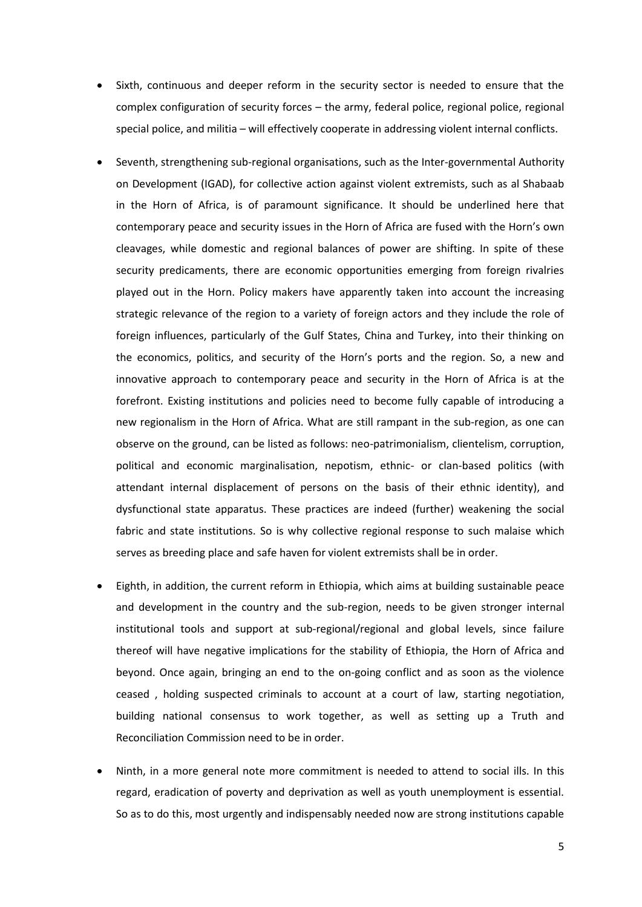- Sixth, continuous and deeper reform in the security sector is needed to ensure that the complex configuration of security forces – the army, federal police, regional police, regional special police, and militia – will effectively cooperate in addressing violent internal conflicts.

- Seventh, strengthening sub-regional organisations, such as the Inter-governmental Authority on Development (IGAD), for collective action against violent extremists, such as al Shabaab in the Horn of Africa, is of paramount significance. It should be underlined here that contemporary peace and security issues in the Horn of Africa are fused with the Horn's own cleavages, while domestic and regional balances of power are shifting. In spite of these security predicaments, there are economic opportunities emerging from foreign rivalries played out in the Horn. Policy makers have apparently taken into account the increasing strategic relevance of the region to a variety of foreign actors and they include the role of foreign influences, particularly of the Gulf States, China and Turkey, into their thinking on the economics, politics, and security of the Horn's ports and the region. So, a new and innovative approach to contemporary peace and security in the Horn of Africa is at the forefront. Existing institutions and policies need to become fully capable of introducing a new regionalism in the Horn of Africa. What are still rampant in the sub-region, as one can observe on the ground, can be listed as follows: neo-patrimonialism, clientelism, corruption, political and economic marginalisation, nepotism, ethnic- or clan-based politics (with attendant internal displacement of persons on the basis of their ethnic identity), and dysfunctional state apparatus. These practices are indeed (further) weakening the social fabric and state institutions. So is why collective regional response to such malaise which serves as breeding place and safe haven for violent extremists shall be in order.

- Eighth, in addition, the current reform in Ethiopia, which aims at building sustainable peace and development in the country and the sub-region, needs to be given stronger internal institutional tools and support at sub-regional/regional and global levels, since failure thereof will have negative implications for the stability of Ethiopia, the Horn of Africa and beyond. Once again, bringing an end to the on-going conflict and as soon as the violence ceased , holding suspected criminals to account at a court of law, starting negotiation, building national consensus to work together, as well as setting up a Truth and Reconciliation Commission need to be in order.

- Ninth, in a more general note more commitment is needed to attend to social ills. In this regard, eradication of poverty and deprivation as well as youth unemployment is essential. So as to do this, most urgently and indispensably needed now are strong institutions capable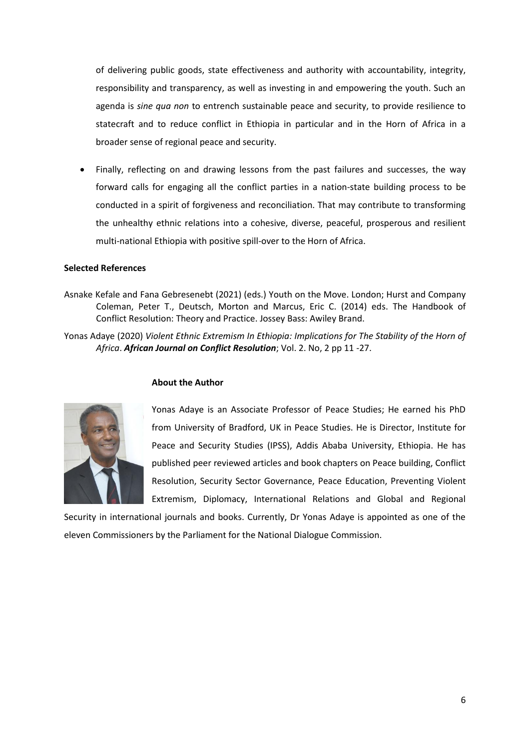of delivering public goods, state effectiveness and authority with accountability, integrity, responsibility and transparency, as well as investing in and empowering the youth. Such an agenda is *sine qua non* to entrench sustainable peace and security, to provide resilience to statecraft and to reduce conflict in Ethiopia in particular and in the Horn of Africa in a broader sense of regional peace and security.

- Finally, reflecting on and drawing lessons from the past failures and successes, the way forward calls for engaging all the conflict parties in a nation-state building process to be conducted in a spirit of forgiveness and reconciliation. That may contribute to transforming the unhealthy ethnic relations into a cohesive, diverse, peaceful, prosperous and resilient multi-national Ethiopia with positive spill-over to the Horn of Africa.

**Selected References**

Asnake Kefale and Fana Gebresenebt (2021) (eds.) Youth on the Move. London; Hurst and Company Coleman, Peter T., Deutsch, Morton and Marcus, Eric C. (2014) eds. The Handbook of Conflict Resolution: Theory and Practice. Jossey Bass: Awiley Brand.

Yonas Adaye (2020) *Violent Ethnic Extremism In Ethiopia: Implications for The Stability of the Horn of Africa*. ***African Journal on Conflict Resolution***; Vol. 2. No, 2 pp 11 -27.

**About the Author**

Yonas Adaye is an Associate Professor of Peace Studies; He earned his PhD from University of Bradford, UK in Peace Studies. He is Director, Institute for Peace and Security Studies (IPSS), Addis Ababa University, Ethiopia. He has published peer reviewed articles and book chapters on Peace building, Conflict Resolution, Security Sector Governance, Peace Education, Preventing Violent Extremism, Diplomacy, International Relations and Global and Regional Security in international journals and books. Currently, Dr Yonas Adaye is appointed as one of the eleven Commissioners by the Parliament for the National Dialogue Commission.